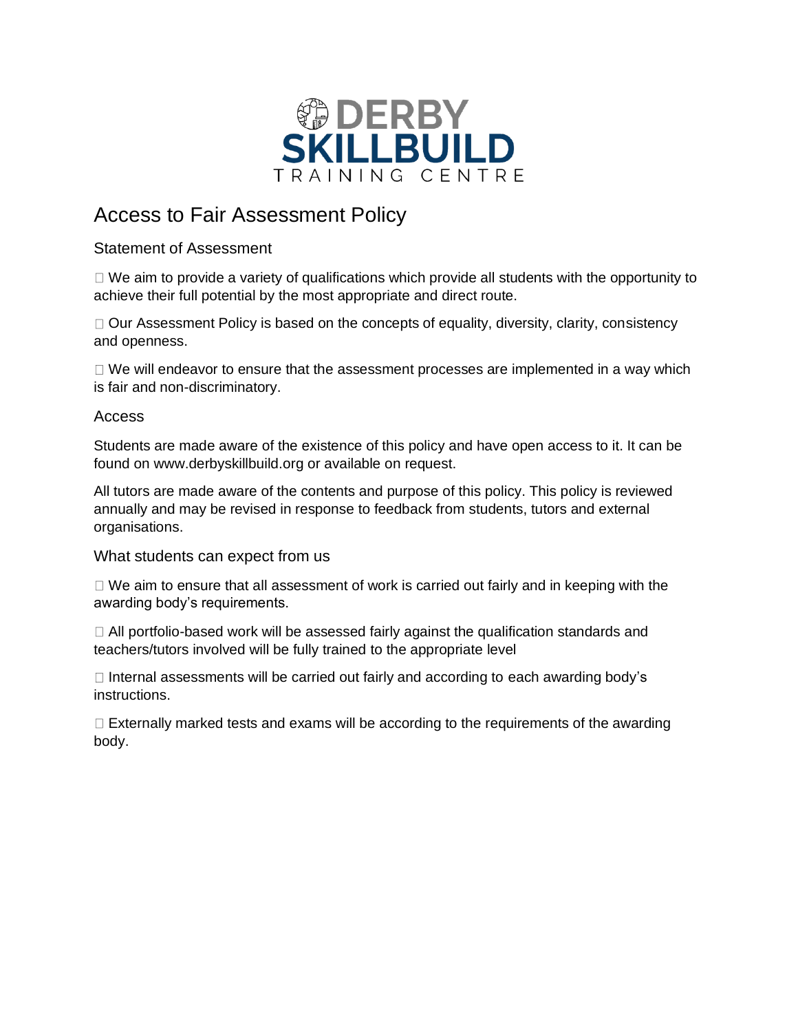DERBY SKILLBUILD TRAINING CENTRE

# Access to Fair Assessment Policy

## Statement of Assessment

- We aim to provide a variety of qualifications which provide all students with the opportunity to achieve their full potential by the most appropriate and direct route.

- Our Assessment Policy is based on the concepts of equality, diversity, clarity, consistency and openness.

- We will endeavor to ensure that the assessment processes are implemented in a way which is fair and non-discriminatory.

## Access

Students are made aware of the existence of this policy and have open access to it. It can be found on www.derbyskillbuild.org or available on request.

All tutors are made aware of the contents and purpose of this policy. This policy is reviewed annually and may be revised in response to feedback from students, tutors and external organisations.

## What students can expect from us

- We aim to ensure that all assessment of work is carried out fairly and in keeping with the awarding body's requirements.

- All portfolio-based work will be assessed fairly against the qualification standards and teachers/tutors involved will be fully trained to the appropriate level

- Internal assessments will be carried out fairly and according to each awarding body's instructions.

- Externally marked tests and exams will be according to the requirements of the awarding body.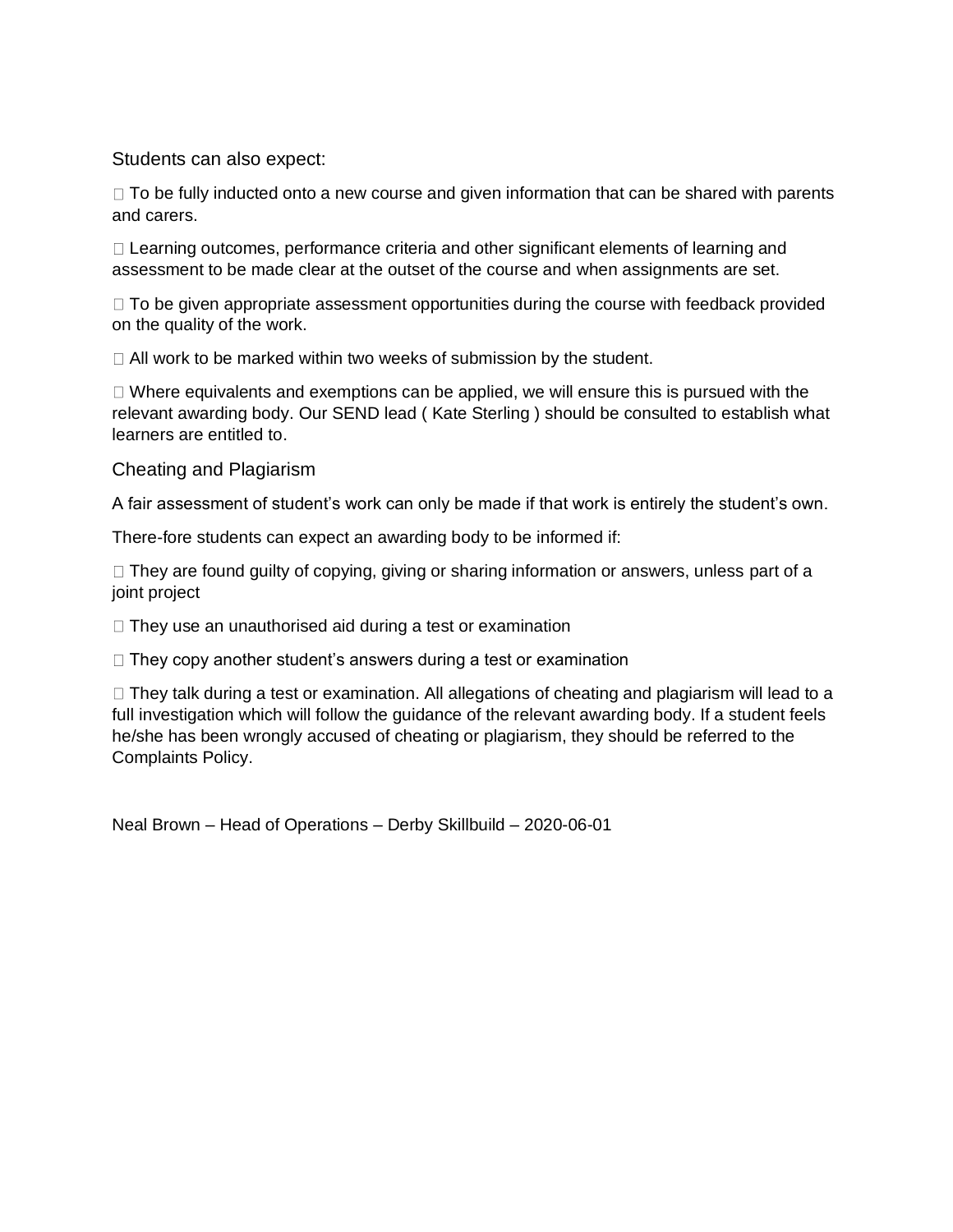Students can also expect:

- To be fully inducted onto a new course and given information that can be shared with parents and carers.
- Learning outcomes, performance criteria and other significant elements of learning and assessment to be made clear at the outset of the course and when assignments are set.
- To be given appropriate assessment opportunities during the course with feedback provided on the quality of the work.
- All work to be marked within two weeks of submission by the student.
- Where equivalents and exemptions can be applied, we will ensure this is pursued with the relevant awarding body. Our SEND lead ( Kate Sterling ) should be consulted to establish what learners are entitled to.

## Cheating and Plagiarism

A fair assessment of student's work can only be made if that work is entirely the student's own.

There-fore students can expect an awarding body to be informed if:

- They are found guilty of copying, giving or sharing information or answers, unless part of a joint project
- They use an unauthorised aid during a test or examination
- They copy another student's answers during a test or examination
- They talk during a test or examination. All allegations of cheating and plagiarism will lead to a full investigation which will follow the guidance of the relevant awarding body. If a student feels he/she has been wrongly accused of cheating or plagiarism, they should be referred to the Complaints Policy.

Neal Brown – Head of Operations – Derby Skillbuild – 2020-06-01